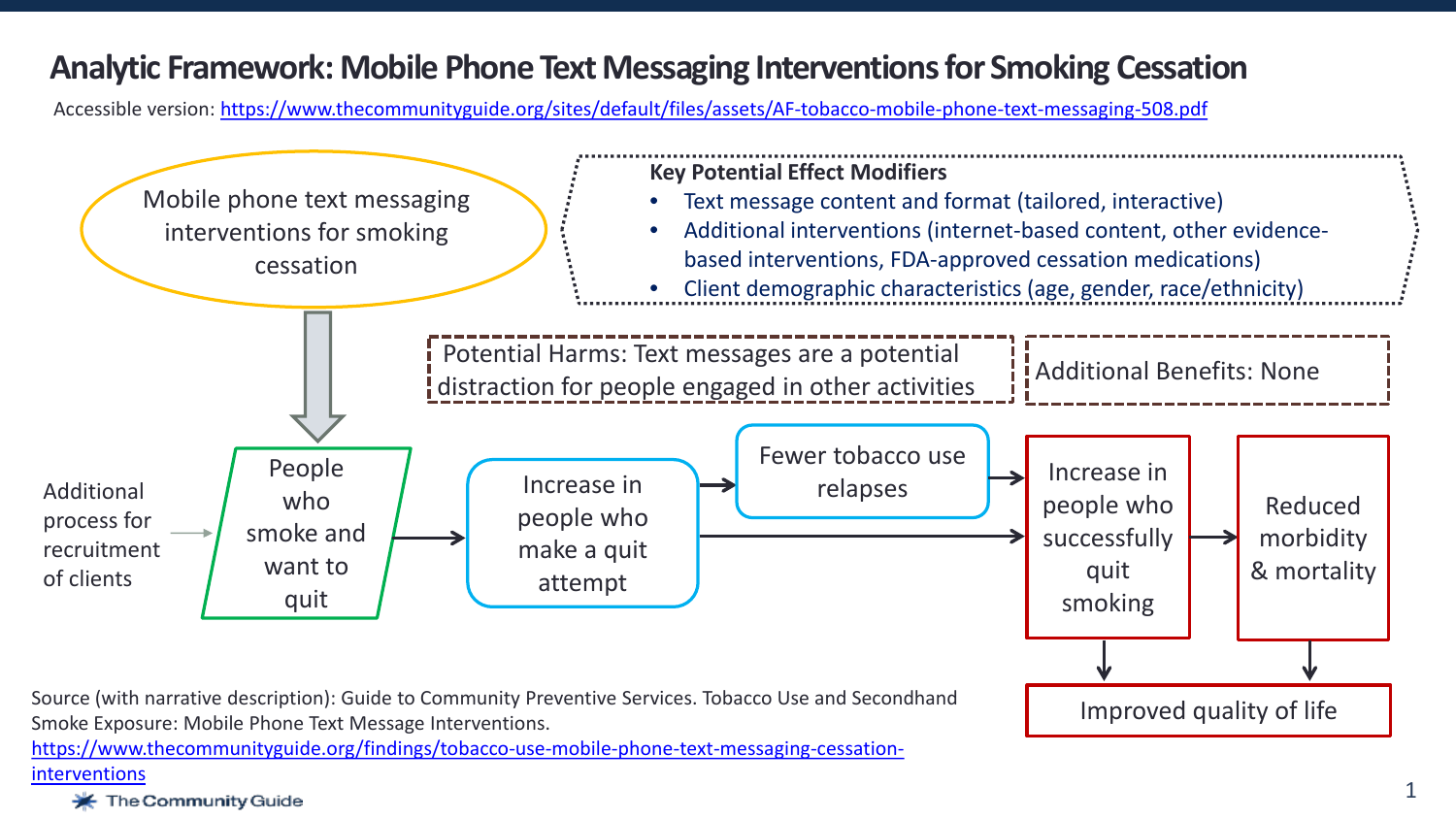# Analytic Framework: Mobile Phone Text Messaging Interventions for Smoking Cessation

Accessible version: [https://www.thecommunityguide.org/sites/default/files/assets/AF-tobacco-mobile-phone-text-messaging-508.pdf](https://www.thecommunityguide.org/sites/default/files/assets/AF-tobacco-mobile-phone-text-messaging-508.pdf)

Mobile phone text messaging interventions for smoking cessation

**Key Potential Effect Modifiers**

- Text message content and format (tailored, interactive)
- Additional interventions (internet-based content, other evidence-based interventions, FDA-approved cessation medications)
- Client demographic characteristics (age, gender, race/ethnicity)

Potential Harms: Text messages are a potential distraction for people engaged in other activities

Additional Benefits: None

Additional process for recruitment of clients → People who smoke and want to quit → Increase in people who make a quit attempt → Fewer tobacco use relapses → Increase in people who successfully quit smoking → Reduced morbidity & mortality

Increase in people who make a quit attempt → Increase in people who successfully quit smoking

Increase in people who successfully quit smoking → Improved quality of life

Reduced morbidity & mortality → Improved quality of life

Source (with narrative description): Guide to Community Preventive Services. Tobacco Use and Secondhand Smoke Exposure: Mobile Phone Text Message Interventions. [https://www.thecommunityguide.org/findings/tobacco-use-mobile-phone-text-messaging-cessation-interventions](https://www.thecommunityguide.org/findings/tobacco-use-mobile-phone-text-messaging-cessation-interventions)

The Community Guide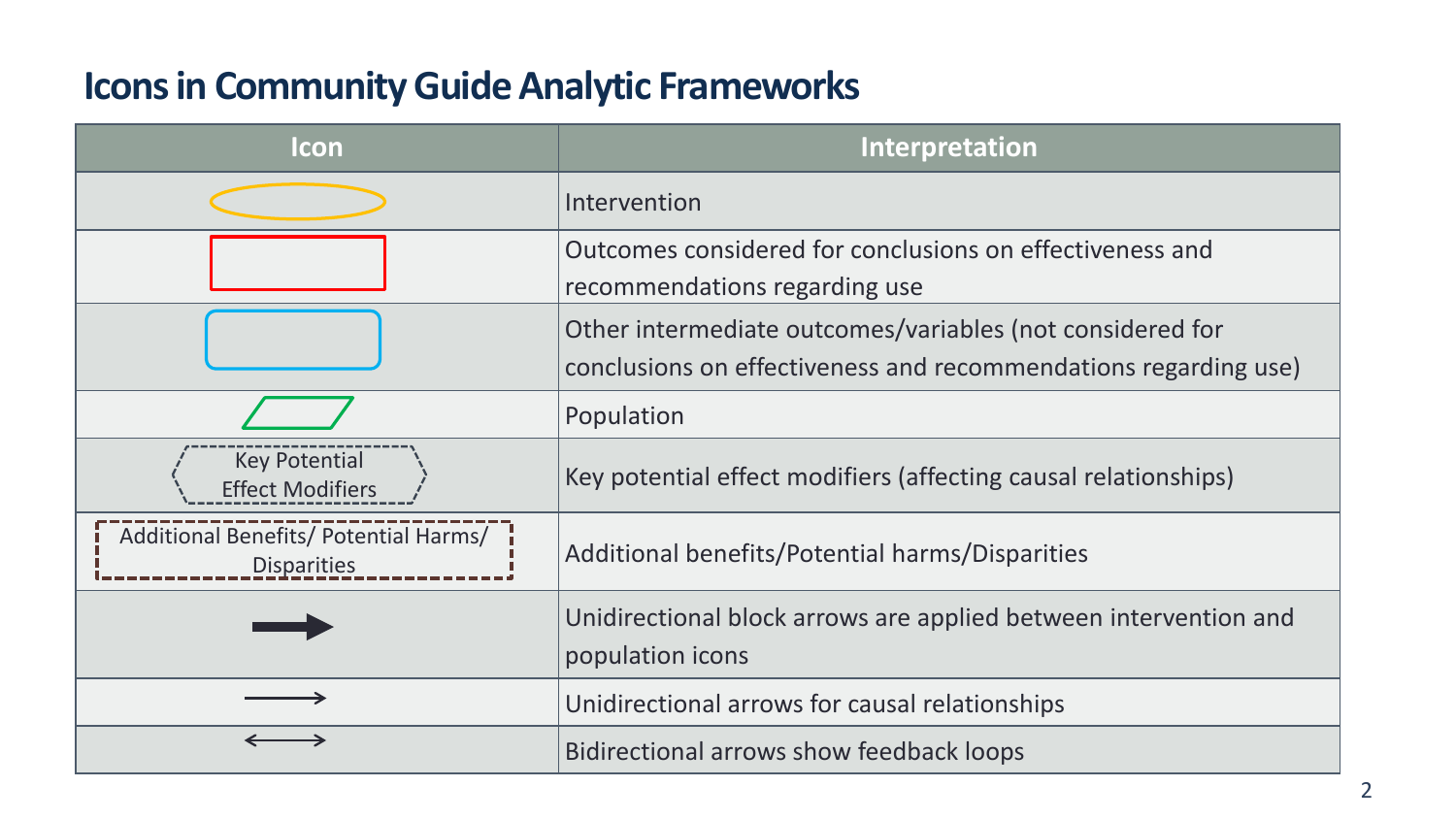## Icons in Community Guide Analytic Frameworks

| Icon | Interpretation |
|---|---|
| | Intervention |
| | Outcomes considered for conclusions on effectiveness and recommendations regarding use |
| | Other intermediate outcomes/variables (not considered for conclusions on effectiveness and recommendations regarding use) |
| | Population |
| Key Potential Effect Modifiers | Key potential effect modifiers (affecting causal relationships) |
| Additional Benefits/ Potential Harms/ Disparities | Additional benefits/Potential harms/Disparities |
| | Unidirectional block arrows are applied between intervention and population icons |
| | Unidirectional arrows for causal relationships |
| | Bidirectional arrows show feedback loops |